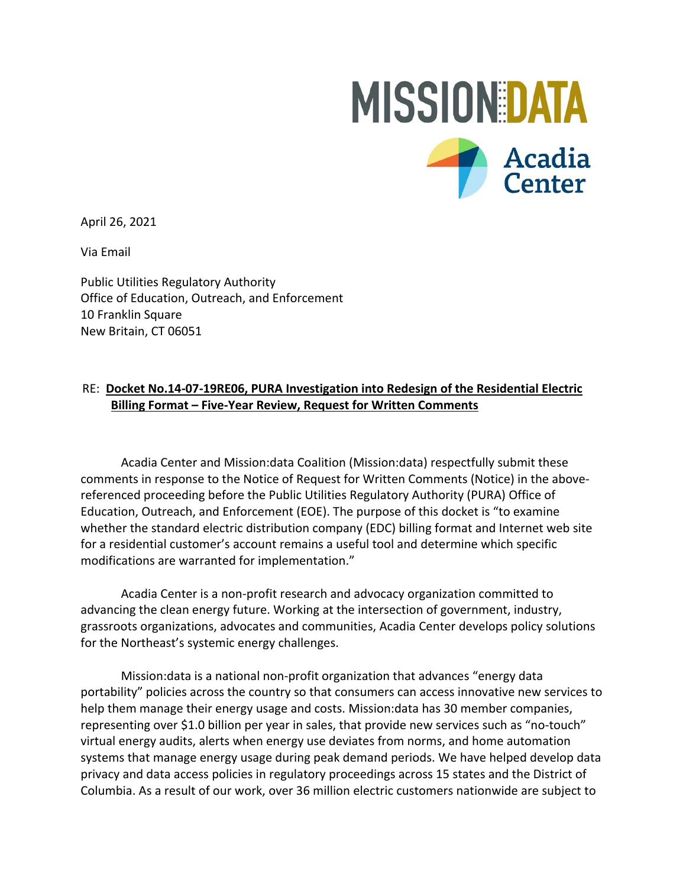MISSION:DATA

Acadia Center

April 26, 2021

Via Email

Public Utilities Regulatory Authority
Office of Education, Outreach, and Enforcement
10 Franklin Square
New Britain, CT 06051

RE: **Docket No.14-07-19RE06, PURA Investigation into Redesign of the Residential Electric Billing Format – Five-Year Review, Request for Written Comments**

Acadia Center and Mission:data Coalition (Mission:data) respectfully submit these comments in response to the Notice of Request for Written Comments (Notice) in the above-referenced proceeding before the Public Utilities Regulatory Authority (PURA) Office of Education, Outreach, and Enforcement (EOE). The purpose of this docket is "to examine whether the standard electric distribution company (EDC) billing format and Internet web site for a residential customer's account remains a useful tool and determine which specific modifications are warranted for implementation."

Acadia Center is a non-profit research and advocacy organization committed to advancing the clean energy future. Working at the intersection of government, industry, grassroots organizations, advocates and communities, Acadia Center develops policy solutions for the Northeast's systemic energy challenges.

Mission:data is a national non-profit organization that advances "energy data portability" policies across the country so that consumers can access innovative new services to help them manage their energy usage and costs. Mission:data has 30 member companies, representing over $1.0 billion per year in sales, that provide new services such as "no-touch" virtual energy audits, alerts when energy use deviates from norms, and home automation systems that manage energy usage during peak demand periods. We have helped develop data privacy and data access policies in regulatory proceedings across 15 states and the District of Columbia. As a result of our work, over 36 million electric customers nationwide are subject to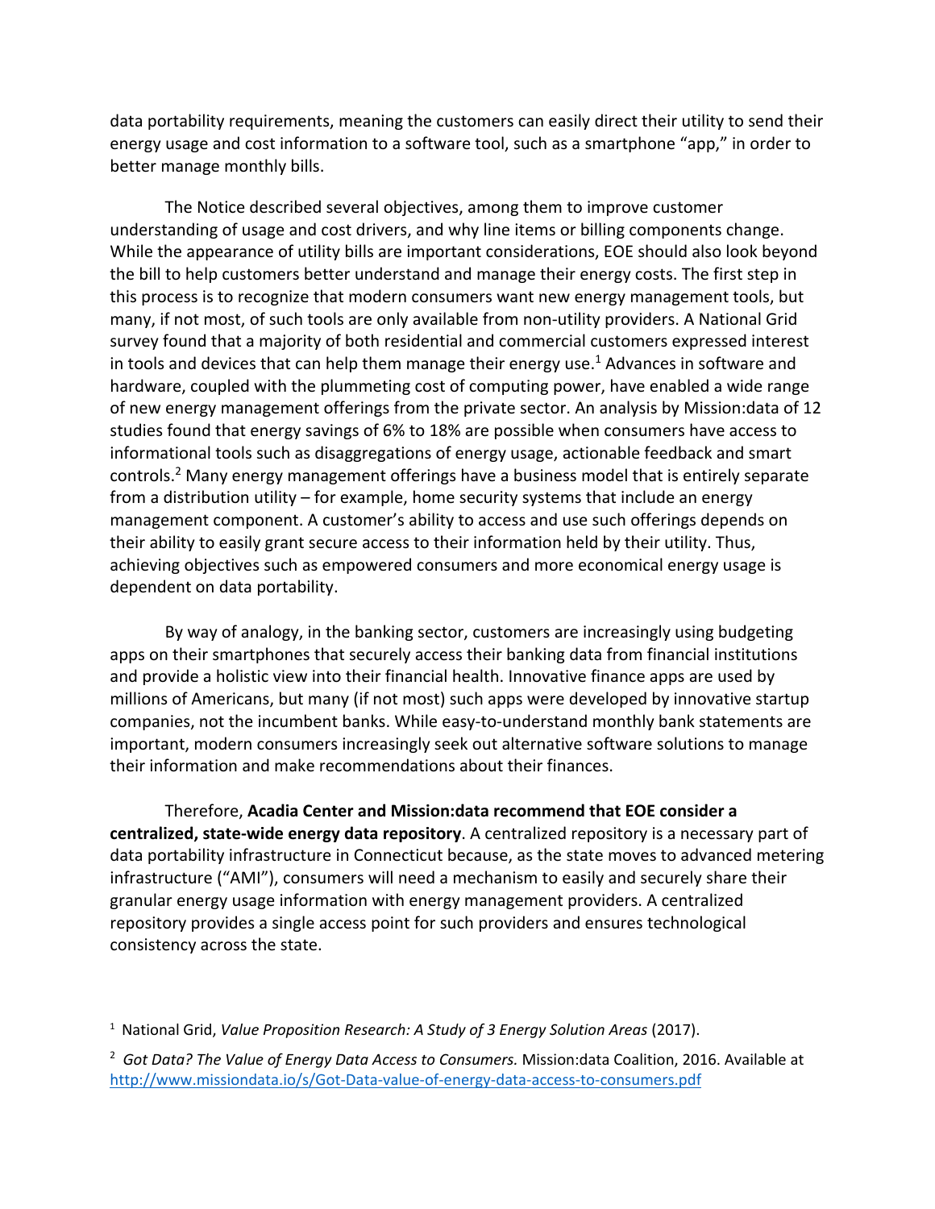data portability requirements, meaning the customers can easily direct their utility to send their energy usage and cost information to a software tool, such as a smartphone "app," in order to better manage monthly bills.

The Notice described several objectives, among them to improve customer understanding of usage and cost drivers, and why line items or billing components change. While the appearance of utility bills are important considerations, EOE should also look beyond the bill to help customers better understand and manage their energy costs. The first step in this process is to recognize that modern consumers want new energy management tools, but many, if not most, of such tools are only available from non-utility providers. A National Grid survey found that a majority of both residential and commercial customers expressed interest in tools and devices that can help them manage their energy use.[1] Advances in software and hardware, coupled with the plummeting cost of computing power, have enabled a wide range of new energy management offerings from the private sector. An analysis by Mission:data of 12 studies found that energy savings of 6% to 18% are possible when consumers have access to informational tools such as disaggregations of energy usage, actionable feedback and smart controls.[2] Many energy management offerings have a business model that is entirely separate from a distribution utility – for example, home security systems that include an energy management component. A customer's ability to access and use such offerings depends on their ability to easily grant secure access to their information held by their utility. Thus, achieving objectives such as empowered consumers and more economical energy usage is dependent on data portability.

By way of analogy, in the banking sector, customers are increasingly using budgeting apps on their smartphones that securely access their banking data from financial institutions and provide a holistic view into their financial health. Innovative finance apps are used by millions of Americans, but many (if not most) such apps were developed by innovative startup companies, not the incumbent banks. While easy-to-understand monthly bank statements are important, modern consumers increasingly seek out alternative software solutions to manage their information and make recommendations about their finances.

Therefore, **Acadia Center and Mission:data recommend that EOE consider a centralized, state-wide energy data repository**. A centralized repository is a necessary part of data portability infrastructure in Connecticut because, as the state moves to advanced metering infrastructure ("AMI"), consumers will need a mechanism to easily and securely share their granular energy usage information with energy management providers. A centralized repository provides a single access point for such providers and ensures technological consistency across the state.

[1] National Grid, *Value Proposition Research: A Study of 3 Energy Solution Areas* (2017).

[2] *Got Data? The Value of Energy Data Access to Consumers.* Mission:data Coalition, 2016. Available at http://www.missiondata.io/s/Got-Data-value-of-energy-data-access-to-consumers.pdf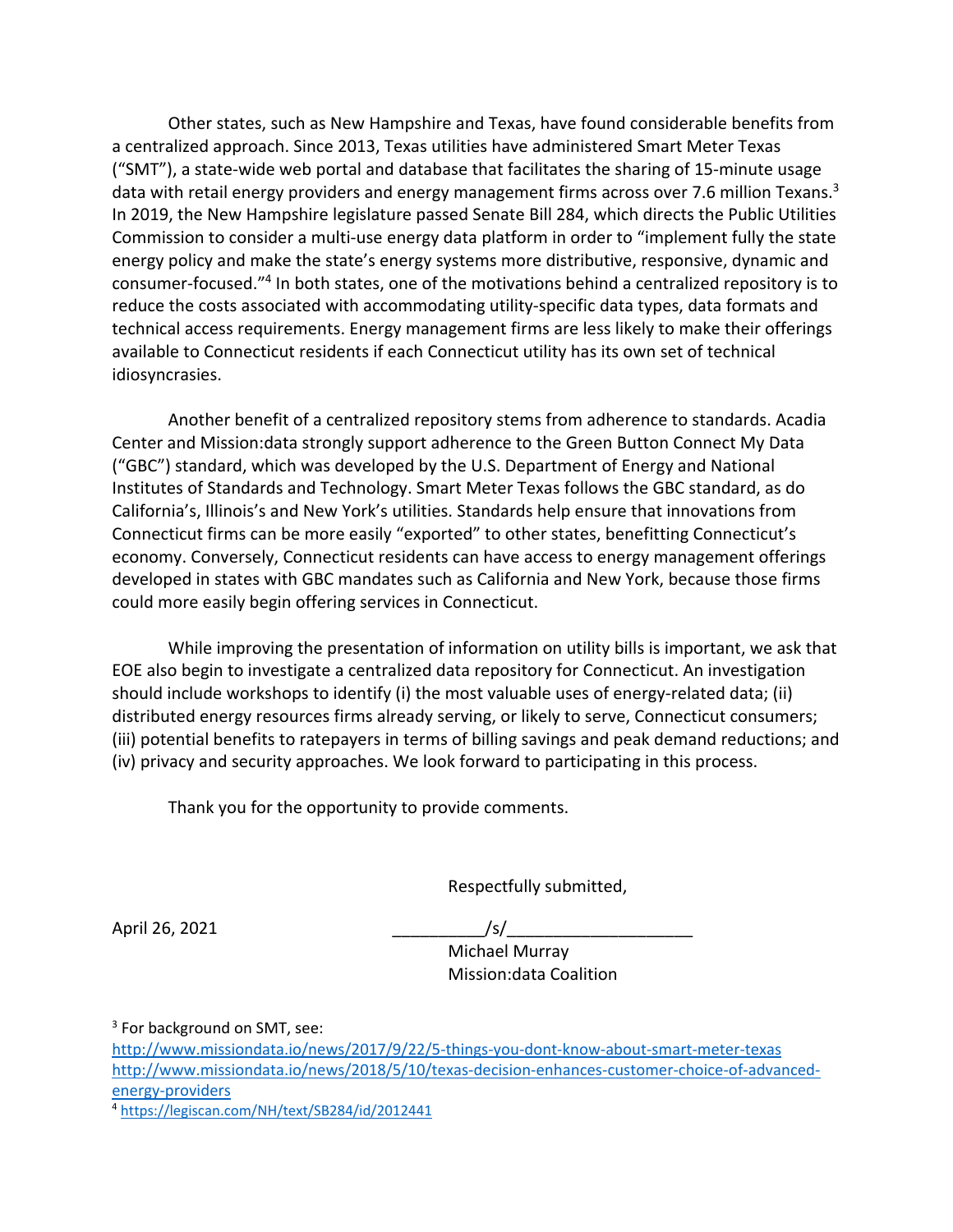Other states, such as New Hampshire and Texas, have found considerable benefits from a centralized approach. Since 2013, Texas utilities have administered Smart Meter Texas ("SMT"), a state-wide web portal and database that facilitates the sharing of 15-minute usage data with retail energy providers and energy management firms across over 7.6 million Texans.[3] In 2019, the New Hampshire legislature passed Senate Bill 284, which directs the Public Utilities Commission to consider a multi-use energy data platform in order to "implement fully the state energy policy and make the state's energy systems more distributive, responsive, dynamic and consumer-focused."[4] In both states, one of the motivations behind a centralized repository is to reduce the costs associated with accommodating utility-specific data types, data formats and technical access requirements. Energy management firms are less likely to make their offerings available to Connecticut residents if each Connecticut utility has its own set of technical idiosyncrasies.

Another benefit of a centralized repository stems from adherence to standards. Acadia Center and Mission:data strongly support adherence to the Green Button Connect My Data ("GBC") standard, which was developed by the U.S. Department of Energy and National Institutes of Standards and Technology. Smart Meter Texas follows the GBC standard, as do California's, Illinois's and New York's utilities. Standards help ensure that innovations from Connecticut firms can be more easily "exported" to other states, benefitting Connecticut's economy. Conversely, Connecticut residents can have access to energy management offerings developed in states with GBC mandates such as California and New York, because those firms could more easily begin offering services in Connecticut.

While improving the presentation of information on utility bills is important, we ask that EOE also begin to investigate a centralized data repository for Connecticut. An investigation should include workshops to identify (i) the most valuable uses of energy-related data; (ii) distributed energy resources firms already serving, or likely to serve, Connecticut consumers; (iii) potential benefits to ratepayers in terms of billing savings and peak demand reductions; and (iv) privacy and security approaches. We look forward to participating in this process.

Thank you for the opportunity to provide comments.

Respectfully submitted,

April 26, 2021

__________/s/____________________

Michael Murray
Mission:data Coalition

[3] For background on SMT, see:
http://www.missiondata.io/news/2017/9/22/5-things-you-dont-know-about-smart-meter-texas
http://www.missiondata.io/news/2018/5/10/texas-decision-enhances-customer-choice-of-advanced-energy-providers

[4] https://legiscan.com/NH/text/SB284/id/2012441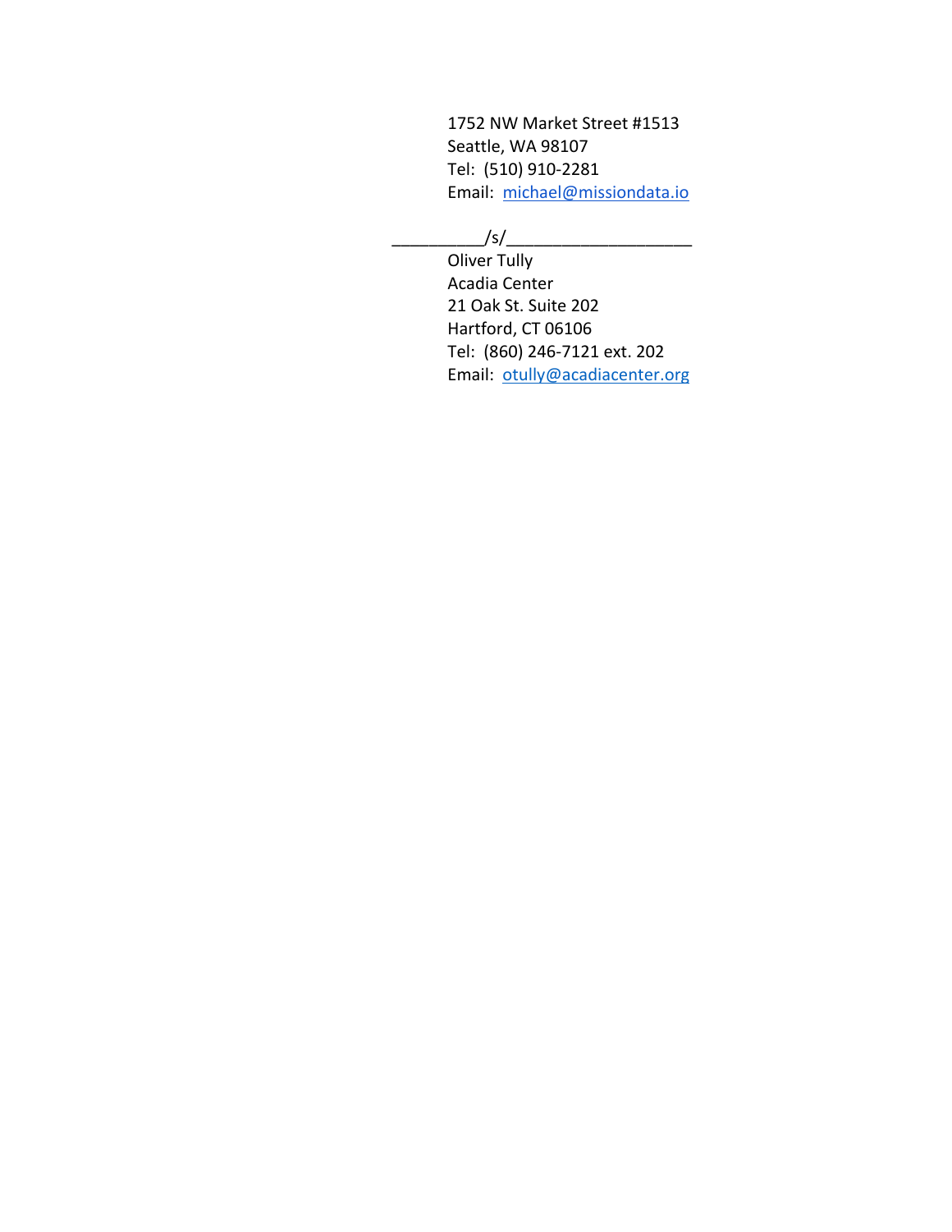1752 NW Market Street #1513
Seattle, WA 98107
Tel: (510) 910-2281
Email: michael@missiondata.io

__________/s/___________________
Oliver Tully
Acadia Center
21 Oak St. Suite 202
Hartford, CT 06106
Tel: (860) 246-7121 ext. 202
Email: otully@acadiacenter.org